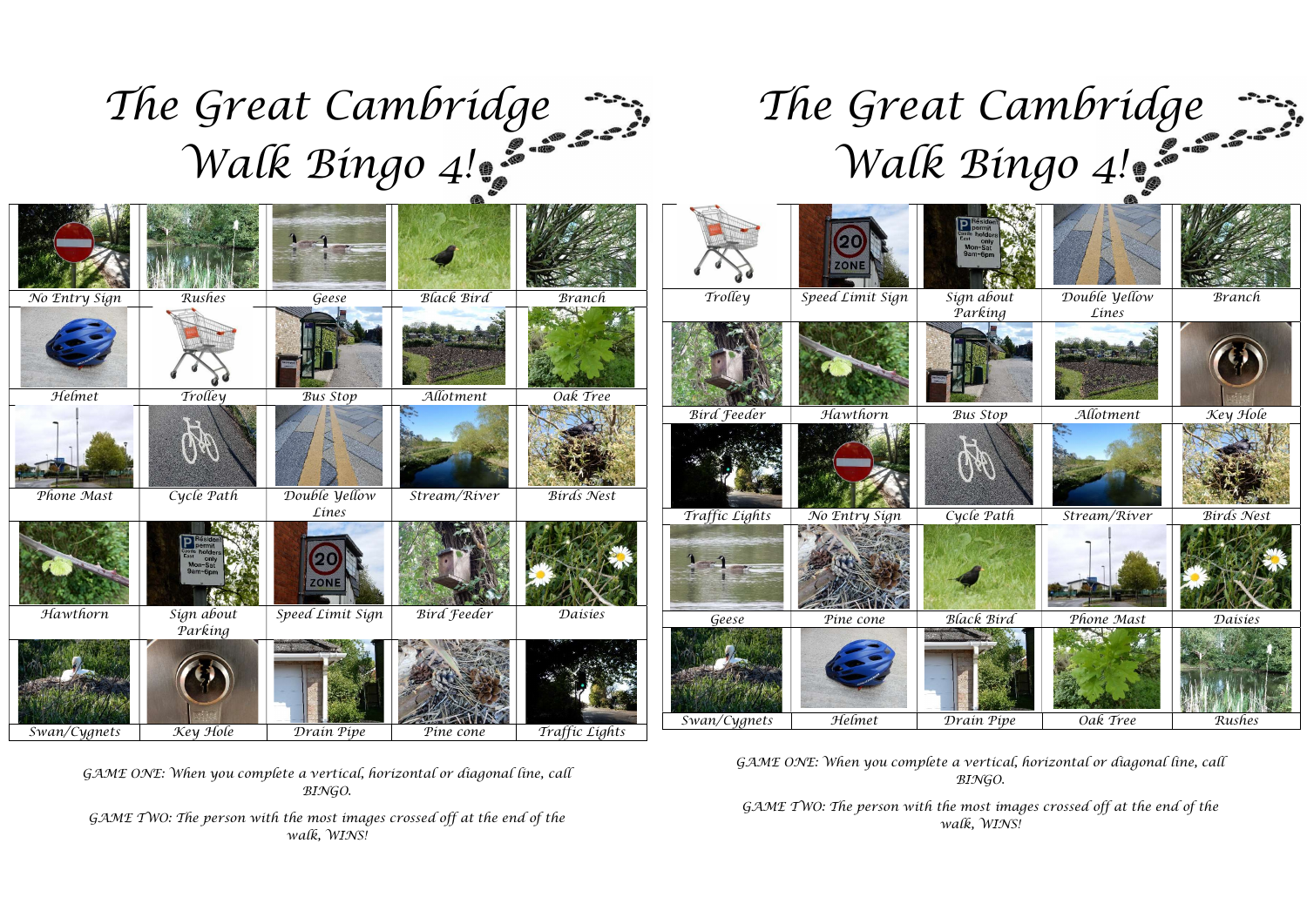# The Great Cambridge Walk Bingo 4!

| | | | | |
|---|---|---|---|---|
| No Entry Sign | Rushes | Geese | Black Bird | Branch |
| Helmet | Trolley | Bus Stop | Allotment | Oak Tree |
| Phone Mast | Cycle Path | Double Yellow Lines | Stream/River | Birds Nest |
| Hawthorn | Sign about Parking | Speed Limit Sign | Bird Feeder | Daisies |
| Swan/Cygnets | Key Hole | Drain Pipe | Pine cone | Traffic Lights |

*GAME ONE: When you complete a vertical, horizontal or diagonal line, call BINGO.*

*GAME TWO: The person with the most images crossed off at the end of the walk, WINS!*

# The Great Cambridge Walk Bingo 4!

| | | | | |
|---|---|---|---|---|
| Trolley | Speed Limit Sign | Sign about Parking | Double Yellow Lines | Branch |
| Bird Feeder | Hawthorn | Bus Stop | Allotment | Key Hole |
| Traffic Lights | No Entry Sign | Cycle Path | Stream/River | Birds Nest |
| Geese | Pine cone | Black Bird | Phone Mast | Daisies |
| Swan/Cygnets | Helmet | Drain Pipe | Oak Tree | Rushes |

*GAME ONE: When you complete a vertical, horizontal or diagonal line, call BINGO.*

*GAME TWO: The person with the most images crossed off at the end of the walk, WINS!*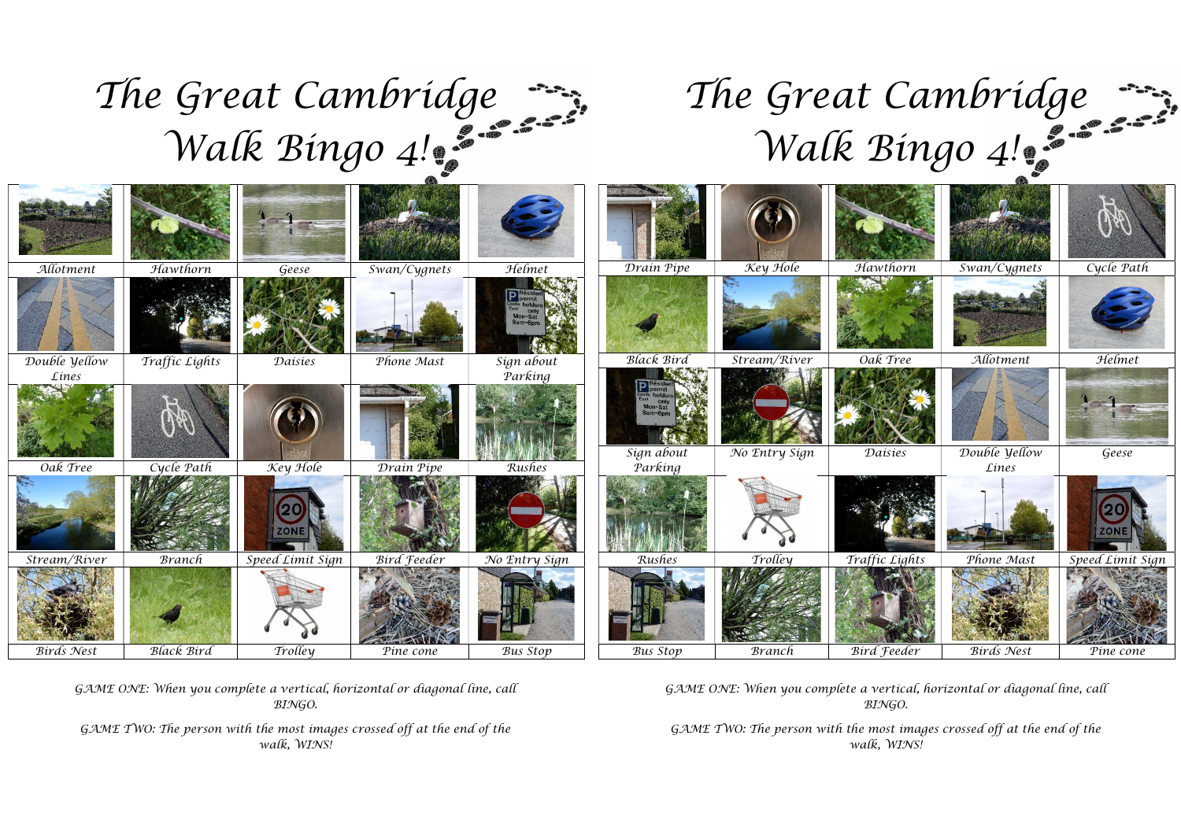# The Great Cambridge Walk Bingo 4!

| | | | | |
|---|---|---|---|---|
| Allotment | Hawthorn | Geese | Swan/Cygnets | Helmet |
| Double Yellow Lines | Traffic Lights | Daisies | Phone Mast | Sign about Parking |
| Oak Tree | Cycle Path | Key Hole | Drain Pipe | Rushes |
| Stream/River | Branch | Speed Limit Sign | Bird Feeder | No Entry Sign |
| Birds Nest | Black Bird | Trolley | Pine cone | Bus Stop |

GAME ONE: When you complete a vertical, horizontal or diagonal line, call BINGO.

GAME TWO: The person with the most images crossed off at the end of the walk, WINS!

# The Great Cambridge Walk Bingo 4!

| | | | | |
|---|---|---|---|---|
| Drain Pipe | Key Hole | Hawthorn | Swan/Cygnets | Cycle Path |
| Black Bird | Stream/River | Oak Tree | Allotment | Helmet |
| Sign about Parking | No Entry Sign | Daisies | Double Yellow Lines | Geese |
| Rushes | Trolley | Traffic Lights | Phone Mast | Speed Limit Sign |
| Bus Stop | Branch | Bird Feeder | Birds Nest | Pine cone |

GAME ONE: When you complete a vertical, horizontal or diagonal line, call BINGO.

GAME TWO: The person with the most images crossed off at the end of the walk, WINS!